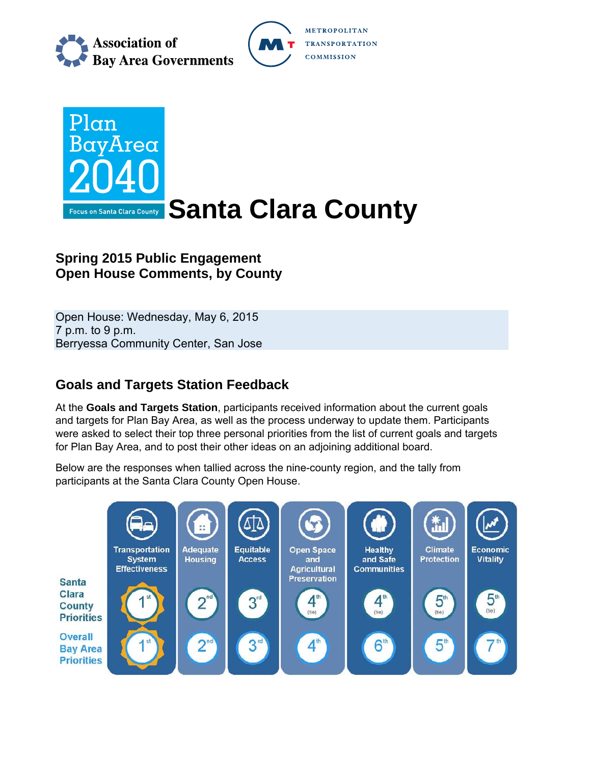Association of Bay Area Governments

METROPOLITAN TRANSPORTATION COMMISSION

Plan Bay Area 2040

Focus on Santa Clara County

# Santa Clara County

## Spring 2015 Public Engagement
## Open House Comments, by County

Open House: Wednesday, May 6, 2015
7 p.m. to 9 p.m.
Berryessa Community Center, San Jose

## Goals and Targets Station Feedback

At the **Goals and Targets Station**, participants received information about the current goals and targets for Plan Bay Area, as well as the process underway to update them. Participants were asked to select their top three personal priorities from the list of current goals and targets for Plan Bay Area, and to post their other ideas on an adjoining additional board.

Below are the responses when tallied across the nine-county region, and the tally from participants at the Santa Clara County Open House.

| | Transportation System Effectiveness | Adequate Housing | Equitable Access | Open Space and Agricultural Preservation | Healthy and Safe Communities | Climate Protection | Economic Vitality |
|---|---|---|---|---|---|---|---|
| Santa Clara County Priorities | 1st | 2nd | 3rd | 4th (tie) | 4th (tie) | 5th (tie) | 5th (tie) |
| Overall Bay Area Priorities | 1st | 2nd | 3rd | 4th | 6th | 5th | 7th |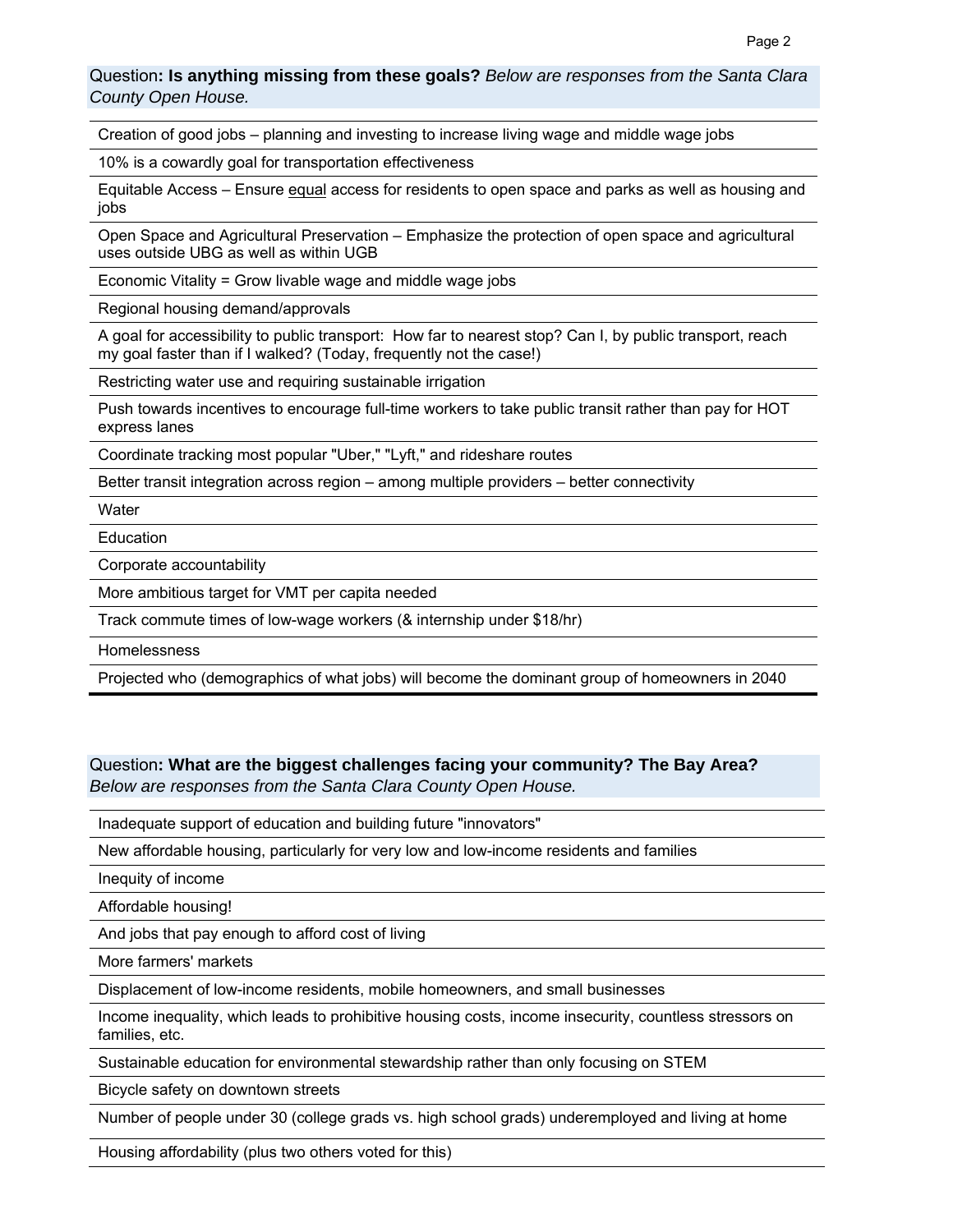Question**: Is anything missing from these goals?** *Below are responses from the Santa Clara County Open House.*

| |
|---|
| Creation of good jobs – planning and investing to increase living wage and middle wage jobs |
| 10% is a cowardly goal for transportation effectiveness |
| Equitable Access – Ensure <u>equal</u> access for residents to open space and parks as well as housing and jobs |
| Open Space and Agricultural Preservation – Emphasize the protection of open space and agricultural uses outside UBG as well as within UGB |
| Economic Vitality = Grow livable wage and middle wage jobs |
| Regional housing demand/approvals |
| A goal for accessibility to public transport: How far to nearest stop? Can I, by public transport, reach my goal faster than if I walked? (Today, frequently not the case!) |
| Restricting water use and requiring sustainable irrigation |
| Push towards incentives to encourage full-time workers to take public transit rather than pay for HOT express lanes |
| Coordinate tracking most popular "Uber," "Lyft," and rideshare routes |
| Better transit integration across region – among multiple providers – better connectivity |
| Water |
| Education |
| Corporate accountability |
| More ambitious target for VMT per capita needed |
| Track commute times of low-wage workers (& internship under $18/hr) |
| Homelessness |
| Projected who (demographics of what jobs) will become the dominant group of homeowners in 2040 |

Question**: What are the biggest challenges facing your community? The Bay Area?** *Below are responses from the Santa Clara County Open House.*

| |
|---|
| Inadequate support of education and building future "innovators" |
| New affordable housing, particularly for very low and low-income residents and families |
| Inequity of income |
| Affordable housing! |
| And jobs that pay enough to afford cost of living |
| More farmers' markets |
| Displacement of low-income residents, mobile homeowners, and small businesses |
| Income inequality, which leads to prohibitive housing costs, income insecurity, countless stressors on families, etc. |
| Sustainable education for environmental stewardship rather than only focusing on STEM |
| Bicycle safety on downtown streets |
| Number of people under 30 (college grads vs. high school grads) underemployed and living at home |
| Housing affordability (plus two others voted for this) |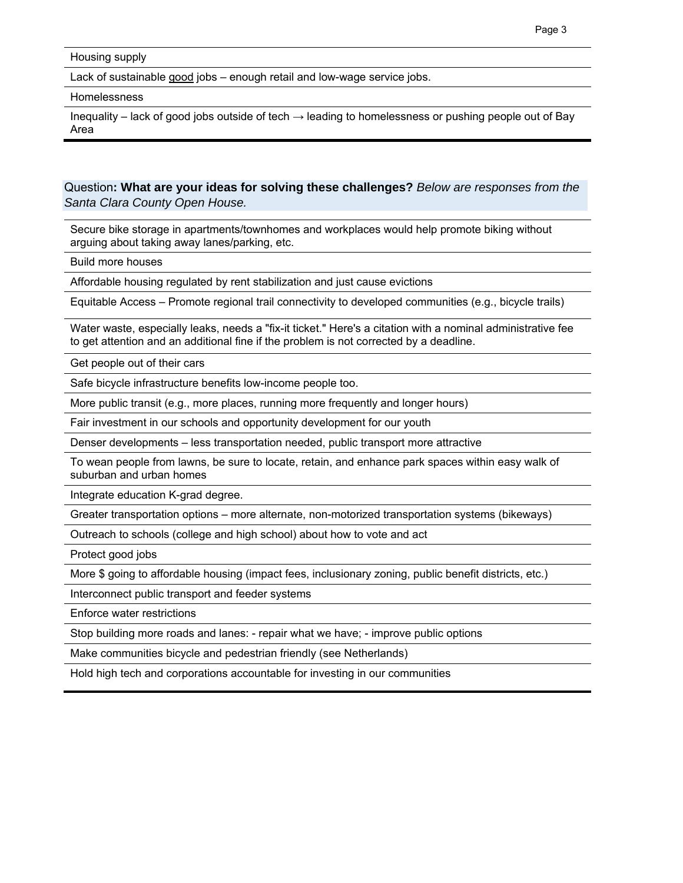| Housing supply |
|---|
| Lack of sustainable good jobs – enough retail and low-wage service jobs. |
| Homelessness |
| Inequality – lack of good jobs outside of tech → leading to homelessness or pushing people out of Bay Area |

Question**: What are your ideas for solving these challenges?** *Below are responses from the Santa Clara County Open House.*

| Secure bike storage in apartments/townhomes and workplaces would help promote biking without arguing about taking away lanes/parking, etc. |
|---|
| Build more houses |
| Affordable housing regulated by rent stabilization and just cause evictions |
| Equitable Access – Promote regional trail connectivity to developed communities (e.g., bicycle trails) |
| Water waste, especially leaks, needs a "fix-it ticket." Here's a citation with a nominal administrative fee to get attention and an additional fine if the problem is not corrected by a deadline. |
| Get people out of their cars |
| Safe bicycle infrastructure benefits low-income people too. |
| More public transit (e.g., more places, running more frequently and longer hours) |
| Fair investment in our schools and opportunity development for our youth |
| Denser developments – less transportation needed, public transport more attractive |
| To wean people from lawns, be sure to locate, retain, and enhance park spaces within easy walk of suburban and urban homes |
| Integrate education K-grad degree. |
| Greater transportation options – more alternate, non-motorized transportation systems (bikeways) |
| Outreach to schools (college and high school) about how to vote and act |
| Protect good jobs |
| More $ going to affordable housing (impact fees, inclusionary zoning, public benefit districts, etc.) |
| Interconnect public transport and feeder systems |
| Enforce water restrictions |
| Stop building more roads and lanes: - repair what we have; - improve public options |
| Make communities bicycle and pedestrian friendly (see Netherlands) |
| Hold high tech and corporations accountable for investing in our communities |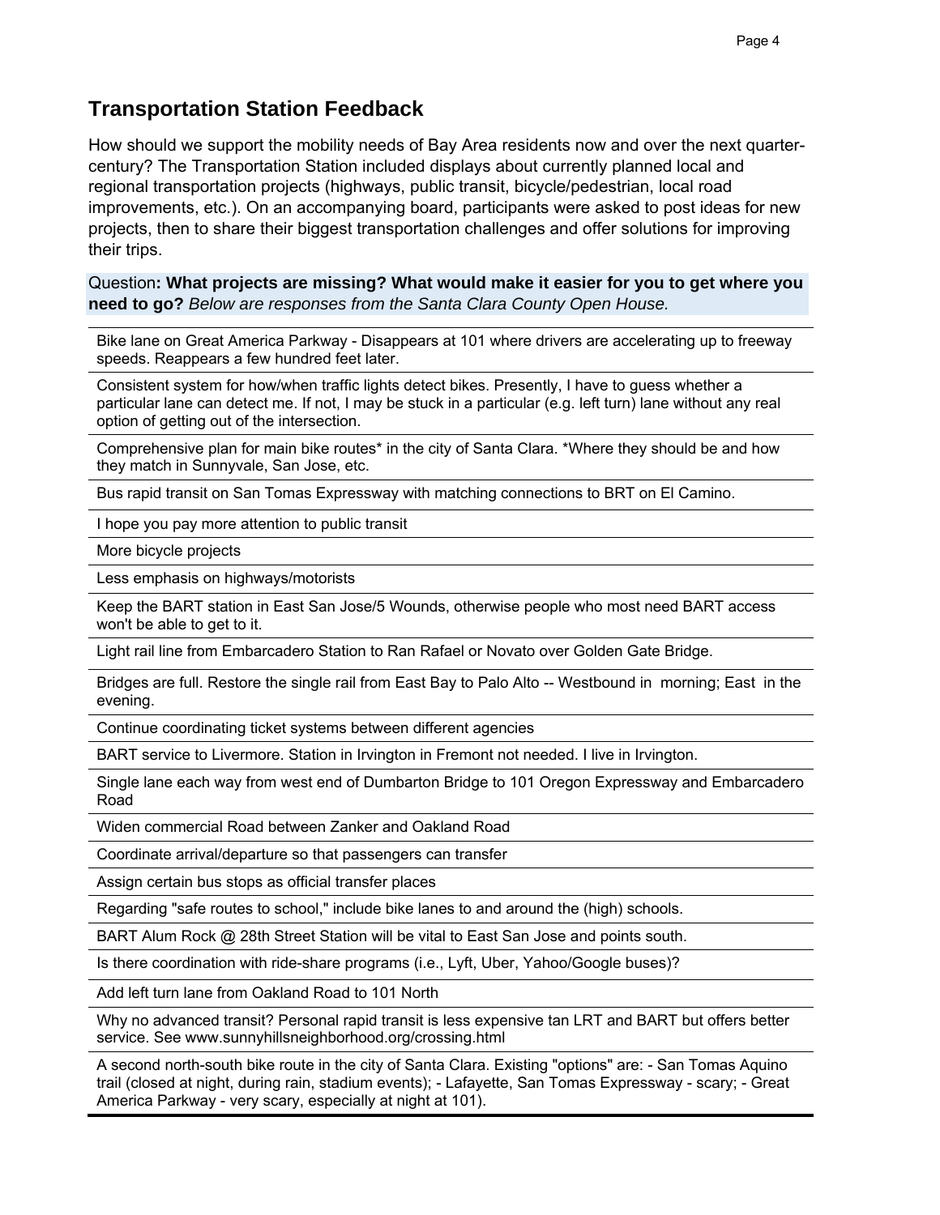## Transportation Station Feedback

How should we support the mobility needs of Bay Area residents now and over the next quarter-century? The Transportation Station included displays about currently planned local and regional transportation projects (highways, public transit, bicycle/pedestrian, local road improvements, etc.). On an accompanying board, participants were asked to post ideas for new projects, then to share their biggest transportation challenges and offer solutions for improving their trips.

| Question**: What projects are missing? What would make it easier for you to get where you need to go?** *Below are responses from the Santa Clara County Open House.* |
|---|
| Bike lane on Great America Parkway - Disappears at 101 where drivers are accelerating up to freeway speeds. Reappears a few hundred feet later. |
| Consistent system for how/when traffic lights detect bikes. Presently, I have to guess whether a particular lane can detect me. If not, I may be stuck in a particular (e.g. left turn) lane without any real option of getting out of the intersection. |
| Comprehensive plan for main bike routes* in the city of Santa Clara. *Where they should be and how they match in Sunnyvale, San Jose, etc. |
| Bus rapid transit on San Tomas Expressway with matching connections to BRT on El Camino. |
| I hope you pay more attention to public transit |
| More bicycle projects |
| Less emphasis on highways/motorists |
| Keep the BART station in East San Jose/5 Wounds, otherwise people who most need BART access won't be able to get to it. |
| Light rail line from Embarcadero Station to Ran Rafael or Novato over Golden Gate Bridge. |
| Bridges are full. Restore the single rail from East Bay to Palo Alto -- Westbound in morning; East in the evening. |
| Continue coordinating ticket systems between different agencies |
| BART service to Livermore. Station in Irvington in Fremont not needed. I live in Irvington. |
| Single lane each way from west end of Dumbarton Bridge to 101 Oregon Expressway and Embarcadero Road |
| Widen commercial Road between Zanker and Oakland Road |
| Coordinate arrival/departure so that passengers can transfer |
| Assign certain bus stops as official transfer places |
| Regarding "safe routes to school," include bike lanes to and around the (high) schools. |
| BART Alum Rock @ 28th Street Station will be vital to East San Jose and points south. |
| Is there coordination with ride-share programs (i.e., Lyft, Uber, Yahoo/Google buses)? |
| Add left turn lane from Oakland Road to 101 North |
| Why no advanced transit? Personal rapid transit is less expensive tan LRT and BART but offers better service. See www.sunnyhillsneighborhood.org/crossing.html |
| A second north-south bike route in the city of Santa Clara. Existing "options" are: - San Tomas Aquino trail (closed at night, during rain, stadium events); - Lafayette, San Tomas Expressway - scary; - Great America Parkway - very scary, especially at night at 101). |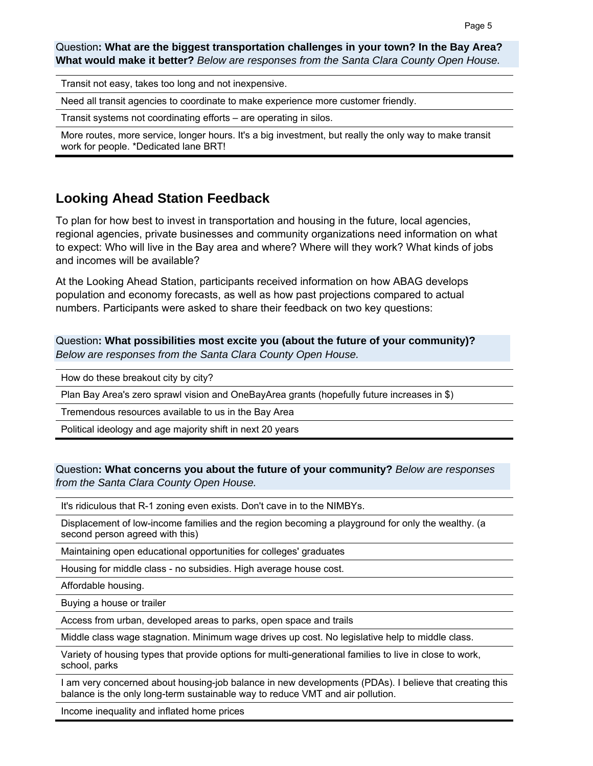Question**: What are the biggest transportation challenges in your town? In the Bay Area? What would make it better?** *Below are responses from the Santa Clara County Open House.*

| |
|---|
| Transit not easy, takes too long and not inexpensive. |
| Need all transit agencies to coordinate to make experience more customer friendly. |
| Transit systems not coordinating efforts – are operating in silos. |
| More routes, more service, longer hours. It's a big investment, but really the only way to make transit work for people. *Dedicated lane BRT! |

## Looking Ahead Station Feedback

To plan for how best to invest in transportation and housing in the future, local agencies, regional agencies, private businesses and community organizations need information on what to expect: Who will live in the Bay area and where? Where will they work? What kinds of jobs and incomes will be available?

At the Looking Ahead Station, participants received information on how ABAG develops population and economy forecasts, as well as how past projections compared to actual numbers. Participants were asked to share their feedback on two key questions:

Question**: What possibilities most excite you (about the future of your community)?** *Below are responses from the Santa Clara County Open House.*

| |
|---|
| How do these breakout city by city? |
| Plan Bay Area's zero sprawl vision and OneBayArea grants (hopefully future increases in $) |
| Tremendous resources available to us in the Bay Area |
| Political ideology and age majority shift in next 20 years |

Question**: What concerns you about the future of your community?** *Below are responses from the Santa Clara County Open House.*

| |
|---|
| It's ridiculous that R-1 zoning even exists. Don't cave in to the NIMBYs. |
| Displacement of low-income families and the region becoming a playground for only the wealthy. (a second person agreed with this) |
| Maintaining open educational opportunities for colleges' graduates |
| Housing for middle class - no subsidies. High average house cost. |
| Affordable housing. |
| Buying a house or trailer |
| Access from urban, developed areas to parks, open space and trails |
| Middle class wage stagnation. Minimum wage drives up cost. No legislative help to middle class. |
| Variety of housing types that provide options for multi-generational families to live in close to work, school, parks |
| I am very concerned about housing-job balance in new developments (PDAs). I believe that creating this balance is the only long-term sustainable way to reduce VMT and air pollution. |
| Income inequality and inflated home prices |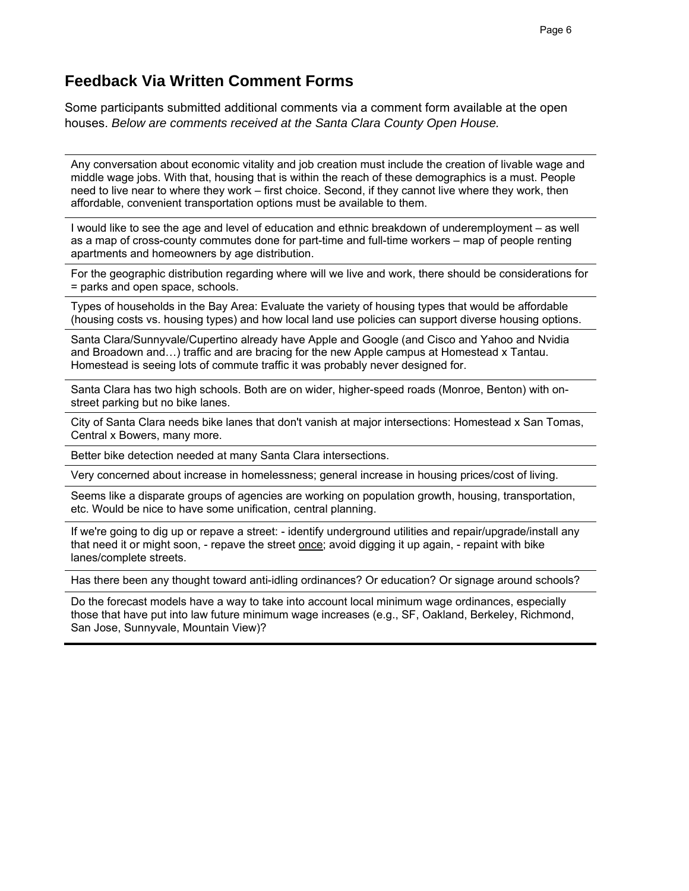## Feedback Via Written Comment Forms

Some participants submitted additional comments via a comment form available at the open houses. *Below are comments received at the Santa Clara County Open House.*

---

Any conversation about economic vitality and job creation must include the creation of livable wage and middle wage jobs. With that, housing that is within the reach of these demographics is a must. People need to live near to where they work – first choice. Second, if they cannot live where they work, then affordable, convenient transportation options must be available to them.

---

I would like to see the age and level of education and ethnic breakdown of underemployment – as well as a map of cross-county commutes done for part-time and full-time workers – map of people renting apartments and homeowners by age distribution.

---

For the geographic distribution regarding where will we live and work, there should be considerations for = parks and open space, schools.

---

Types of households in the Bay Area: Evaluate the variety of housing types that would be affordable (housing costs vs. housing types) and how local land use policies can support diverse housing options.

---

Santa Clara/Sunnyvale/Cupertino already have Apple and Google (and Cisco and Yahoo and Nvidia and Broadown and…) traffic and are bracing for the new Apple campus at Homestead x Tantau. Homestead is seeing lots of commute traffic it was probably never designed for.

---

Santa Clara has two high schools. Both are on wider, higher-speed roads (Monroe, Benton) with on-street parking but no bike lanes.

---

City of Santa Clara needs bike lanes that don't vanish at major intersections: Homestead x San Tomas, Central x Bowers, many more.

---

Better bike detection needed at many Santa Clara intersections.

---

Very concerned about increase in homelessness; general increase in housing prices/cost of living.

---

Seems like a disparate groups of agencies are working on population growth, housing, transportation, etc. Would be nice to have some unification, central planning.

---

If we're going to dig up or repave a street: - identify underground utilities and repair/upgrade/install any that need it or might soon, - repave the street <u>once</u>; avoid digging it up again, - repaint with bike lanes/complete streets.

---

Has there been any thought toward anti-idling ordinances? Or education? Or signage around schools?

---

Do the forecast models have a way to take into account local minimum wage ordinances, especially those that have put into law future minimum wage increases (e.g., SF, Oakland, Berkeley, Richmond, San Jose, Sunnyvale, Mountain View)?